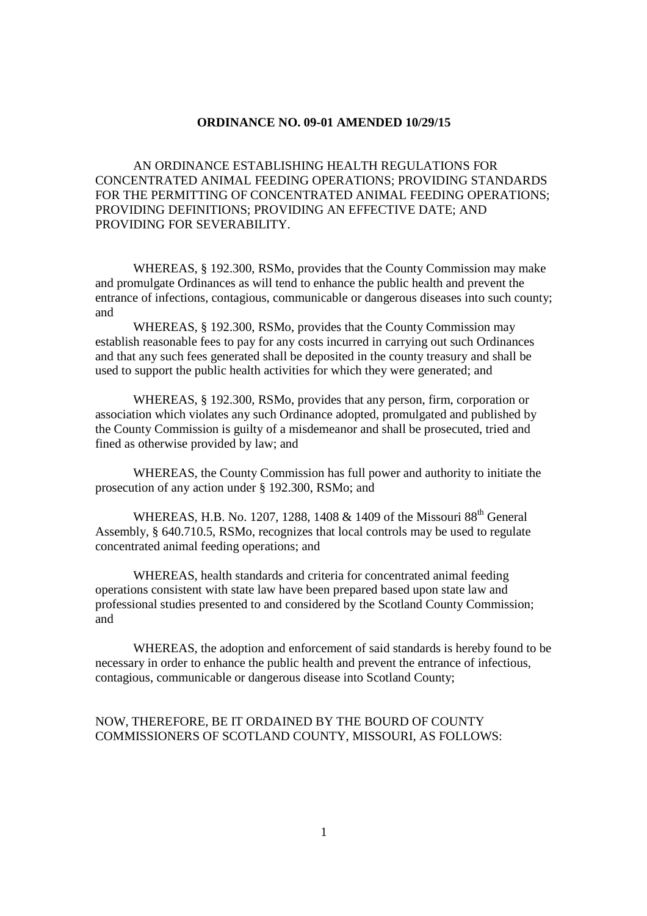**ORDINANCE NO. 09-01 AMENDED 10/29/15**

AN ORDINANCE ESTABLISHING HEALTH REGULATIONS FOR CONCENTRATED ANIMAL FEEDING OPERATIONS; PROVIDING STANDARDS FOR THE PERMITTING OF CONCENTRATED ANIMAL FEEDING OPERATIONS; PROVIDING DEFINITIONS; PROVIDING AN EFFECTIVE DATE; AND PROVIDING FOR SEVERABILITY.

WHEREAS, § 192.300, RSMo, provides that the County Commission may make and promulgate Ordinances as will tend to enhance the public health and prevent the entrance of infections, contagious, communicable or dangerous diseases into such county; and

WHEREAS, § 192.300, RSMo, provides that the County Commission may establish reasonable fees to pay for any costs incurred in carrying out such Ordinances and that any such fees generated shall be deposited in the county treasury and shall be used to support the public health activities for which they were generated; and

WHEREAS, § 192.300, RSMo, provides that any person, firm, corporation or association which violates any such Ordinance adopted, promulgated and published by the County Commission is guilty of a misdemeanor and shall be prosecuted, tried and fined as otherwise provided by law; and

WHEREAS, the County Commission has full power and authority to initiate the prosecution of any action under § 192.300, RSMo; and

WHEREAS, H.B. No. 1207, 1288, 1408 & 1409 of the Missouri 88th General Assembly, § 640.710.5, RSMo, recognizes that local controls may be used to regulate concentrated animal feeding operations; and

WHEREAS, health standards and criteria for concentrated animal feeding operations consistent with state law have been prepared based upon state law and professional studies presented to and considered by the Scotland County Commission; and

WHEREAS, the adoption and enforcement of said standards is hereby found to be necessary in order to enhance the public health and prevent the entrance of infectious, contagious, communicable or dangerous disease into Scotland County;

NOW, THEREFORE, BE IT ORDAINED BY THE BOURD OF COUNTY COMMISSIONERS OF SCOTLAND COUNTY, MISSOURI, AS FOLLOWS: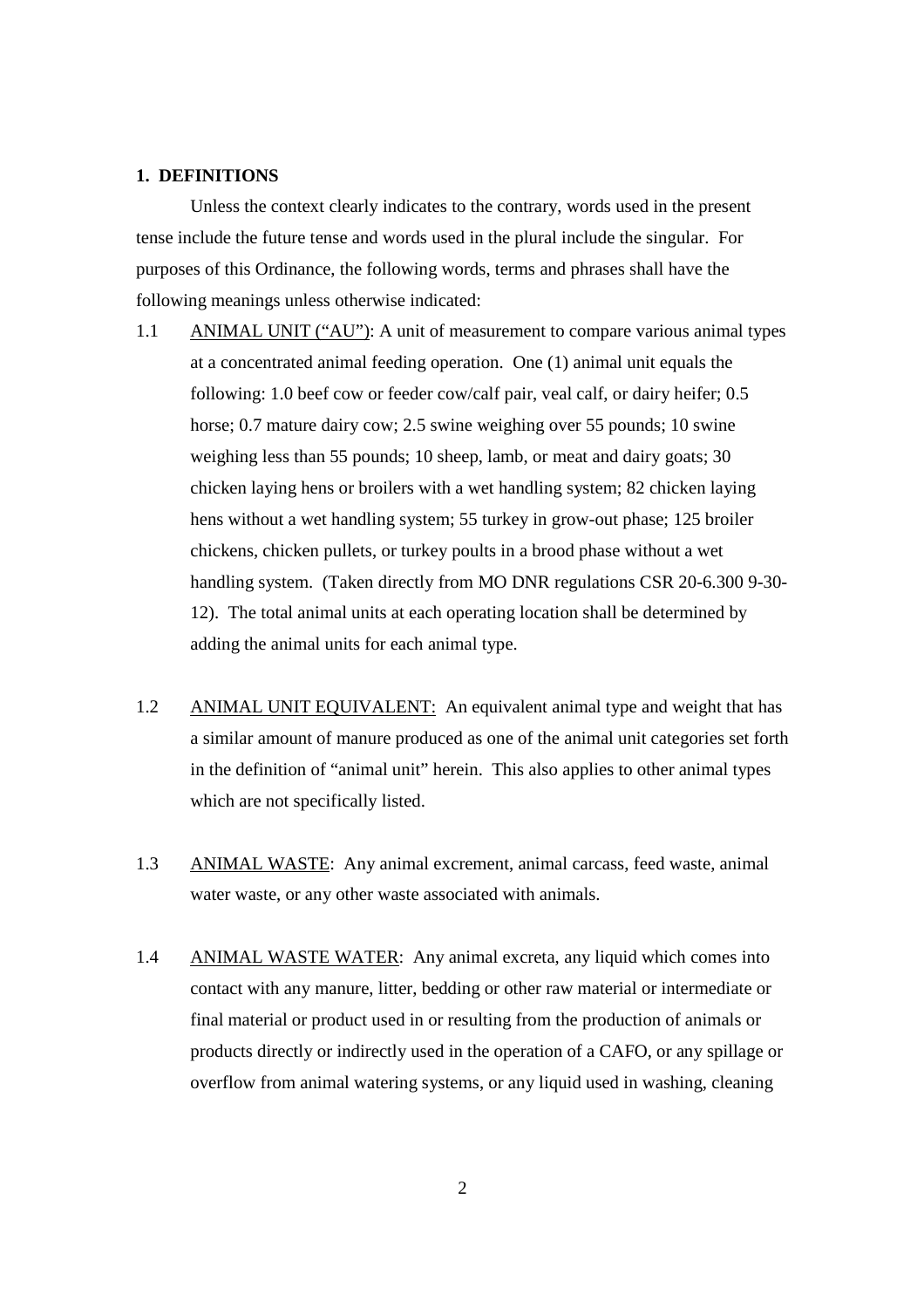**1. DEFINITIONS**

Unless the context clearly indicates to the contrary, words used in the present tense include the future tense and words used in the plural include the singular. For purposes of this Ordinance, the following words, terms and phrases shall have the following meanings unless otherwise indicated:

1.1 <u>ANIMAL UNIT ("AU")</u>: A unit of measurement to compare various animal types at a concentrated animal feeding operation. One (1) animal unit equals the following: 1.0 beef cow or feeder cow/calf pair, veal calf, or dairy heifer; 0.5 horse; 0.7 mature dairy cow; 2.5 swine weighing over 55 pounds; 10 swine weighing less than 55 pounds; 10 sheep, lamb, or meat and dairy goats; 30 chicken laying hens or broilers with a wet handling system; 82 chicken laying hens without a wet handling system; 55 turkey in grow-out phase; 125 broiler chickens, chicken pullets, or turkey poults in a brood phase without a wet handling system. (Taken directly from MO DNR regulations CSR 20-6.300 9-30-12). The total animal units at each operating location shall be determined by adding the animal units for each animal type.

1.2 <u>ANIMAL UNIT EQUIVALENT:</u> An equivalent animal type and weight that has a similar amount of manure produced as one of the animal unit categories set forth in the definition of "animal unit" herein. This also applies to other animal types which are not specifically listed.

1.3 <u>ANIMAL WASTE</u>: Any animal excrement, animal carcass, feed waste, animal water waste, or any other waste associated with animals.

1.4 <u>ANIMAL WASTE WATER</u>: Any animal excreta, any liquid which comes into contact with any manure, litter, bedding or other raw material or intermediate or final material or product used in or resulting from the production of animals or products directly or indirectly used in the operation of a CAFO, or any spillage or overflow from animal watering systems, or any liquid used in washing, cleaning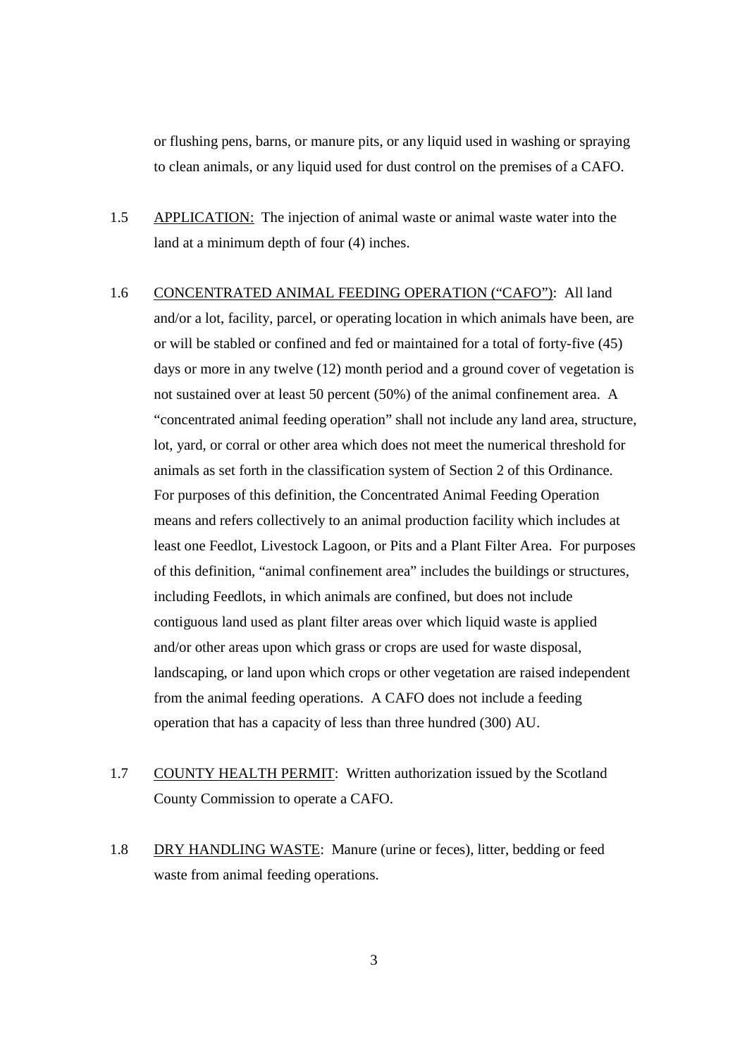or flushing pens, barns, or manure pits, or any liquid used in washing or spraying to clean animals, or any liquid used for dust control on the premises of a CAFO.

1.5 APPLICATION: The injection of animal waste or animal waste water into the land at a minimum depth of four (4) inches.

1.6 CONCENTRATED ANIMAL FEEDING OPERATION ("CAFO"): All land and/or a lot, facility, parcel, or operating location in which animals have been, are or will be stabled or confined and fed or maintained for a total of forty-five (45) days or more in any twelve (12) month period and a ground cover of vegetation is not sustained over at least 50 percent (50%) of the animal confinement area. A "concentrated animal feeding operation" shall not include any land area, structure, lot, yard, or corral or other area which does not meet the numerical threshold for animals as set forth in the classification system of Section 2 of this Ordinance. For purposes of this definition, the Concentrated Animal Feeding Operation means and refers collectively to an animal production facility which includes at least one Feedlot, Livestock Lagoon, or Pits and a Plant Filter Area. For purposes of this definition, "animal confinement area" includes the buildings or structures, including Feedlots, in which animals are confined, but does not include contiguous land used as plant filter areas over which liquid waste is applied and/or other areas upon which grass or crops are used for waste disposal, landscaping, or land upon which crops or other vegetation are raised independent from the animal feeding operations. A CAFO does not include a feeding operation that has a capacity of less than three hundred (300) AU.

1.7 COUNTY HEALTH PERMIT: Written authorization issued by the Scotland County Commission to operate a CAFO.

1.8 DRY HANDLING WASTE: Manure (urine or feces), litter, bedding or feed waste from animal feeding operations.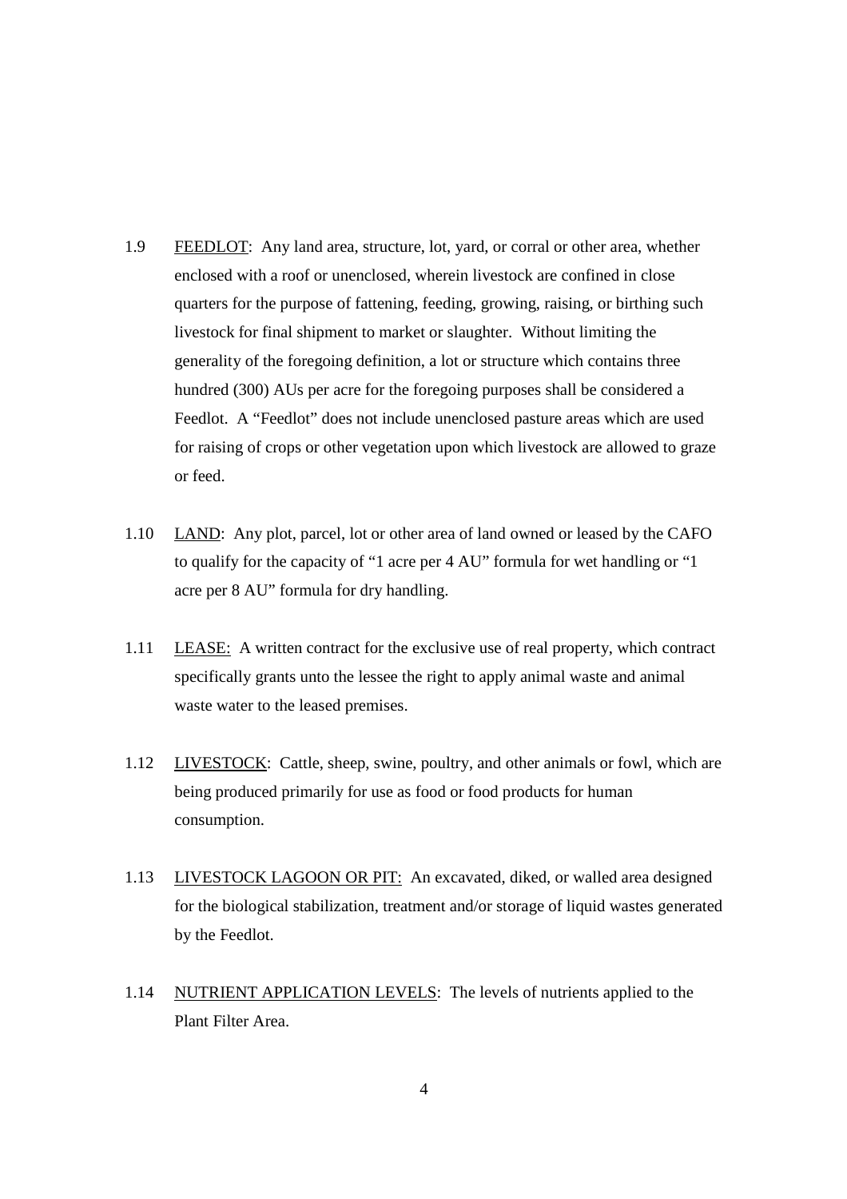1.9 FEEDLOT: Any land area, structure, lot, yard, or corral or other area, whether enclosed with a roof or unenclosed, wherein livestock are confined in close quarters for the purpose of fattening, feeding, growing, raising, or birthing such livestock for final shipment to market or slaughter. Without limiting the generality of the foregoing definition, a lot or structure which contains three hundred (300) AUs per acre for the foregoing purposes shall be considered a Feedlot. A "Feedlot" does not include unenclosed pasture areas which are used for raising of crops or other vegetation upon which livestock are allowed to graze or feed.

1.10 LAND: Any plot, parcel, lot or other area of land owned or leased by the CAFO to qualify for the capacity of "1 acre per 4 AU" formula for wet handling or "1 acre per 8 AU" formula for dry handling.

1.11 LEASE: A written contract for the exclusive use of real property, which contract specifically grants unto the lessee the right to apply animal waste and animal waste water to the leased premises.

1.12 LIVESTOCK: Cattle, sheep, swine, poultry, and other animals or fowl, which are being produced primarily for use as food or food products for human consumption.

1.13 LIVESTOCK LAGOON OR PIT: An excavated, diked, or walled area designed for the biological stabilization, treatment and/or storage of liquid wastes generated by the Feedlot.

1.14 NUTRIENT APPLICATION LEVELS: The levels of nutrients applied to the Plant Filter Area.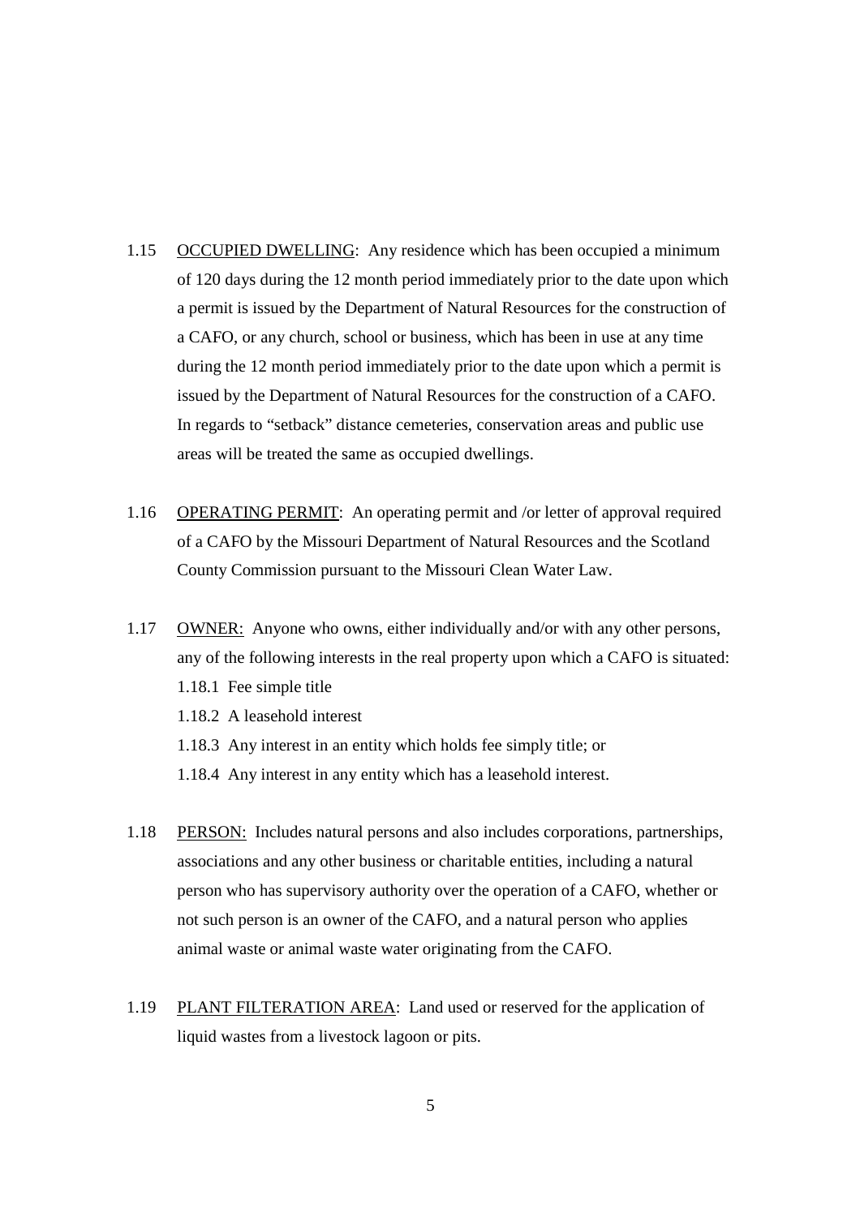1.15 <u>OCCUPIED DWELLING</u>: Any residence which has been occupied a minimum of 120 days during the 12 month period immediately prior to the date upon which a permit is issued by the Department of Natural Resources for the construction of a CAFO, or any church, school or business, which has been in use at any time during the 12 month period immediately prior to the date upon which a permit is issued by the Department of Natural Resources for the construction of a CAFO. In regards to "setback" distance cemeteries, conservation areas and public use areas will be treated the same as occupied dwellings.

1.16 <u>OPERATING PERMIT</u>: An operating permit and /or letter of approval required of a CAFO by the Missouri Department of Natural Resources and the Scotland County Commission pursuant to the Missouri Clean Water Law.

1.17 <u>OWNER:</u> Anyone who owns, either individually and/or with any other persons, any of the following interests in the real property upon which a CAFO is situated:

- 1.18.1 Fee simple title
- 1.18.2 A leasehold interest
- 1.18.3 Any interest in an entity which holds fee simply title; or
- 1.18.4 Any interest in any entity which has a leasehold interest.

1.18 <u>PERSON:</u> Includes natural persons and also includes corporations, partnerships, associations and any other business or charitable entities, including a natural person who has supervisory authority over the operation of a CAFO, whether or not such person is an owner of the CAFO, and a natural person who applies animal waste or animal waste water originating from the CAFO.

1.19 <u>PLANT FILTERATION AREA</u>: Land used or reserved for the application of liquid wastes from a livestock lagoon or pits.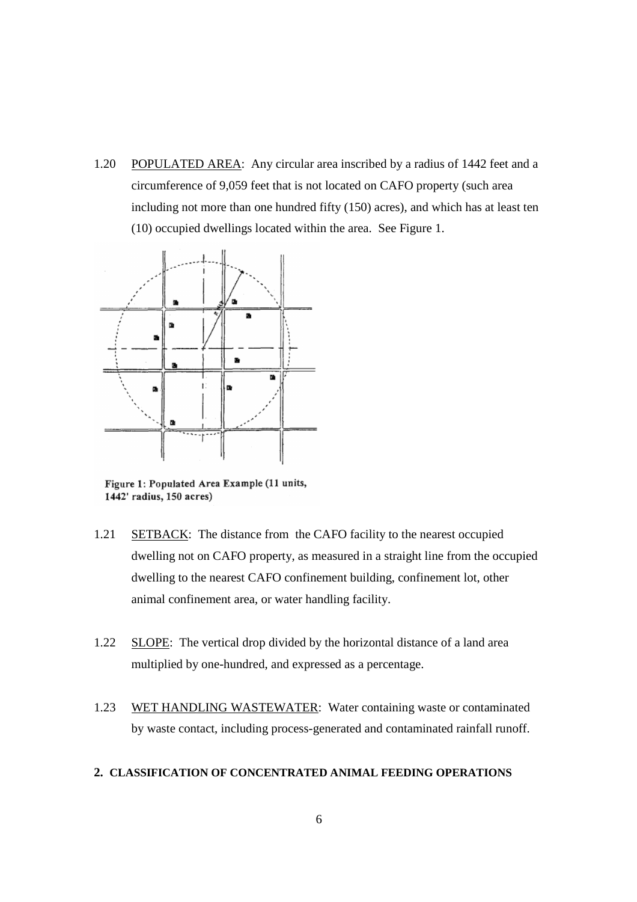1.20 POPULATED AREA: Any circular area inscribed by a radius of 1442 feet and a circumference of 9,059 feet that is not located on CAFO property (such area including not more than one hundred fifty (150) acres), and which has at least ten (10) occupied dwellings located within the area. See Figure 1.

Figure 1: Populated Area Example (11 units, 1442' radius, 150 acres)

1.21 SETBACK: The distance from the CAFO facility to the nearest occupied dwelling not on CAFO property, as measured in a straight line from the occupied dwelling to the nearest CAFO confinement building, confinement lot, other animal confinement area, or water handling facility.

1.22 SLOPE: The vertical drop divided by the horizontal distance of a land area multiplied by one-hundred, and expressed as a percentage.

1.23 WET HANDLING WASTEWATER: Water containing waste or contaminated by waste contact, including process-generated and contaminated rainfall runoff.

## 2. CLASSIFICATION OF CONCENTRATED ANIMAL FEEDING OPERATIONS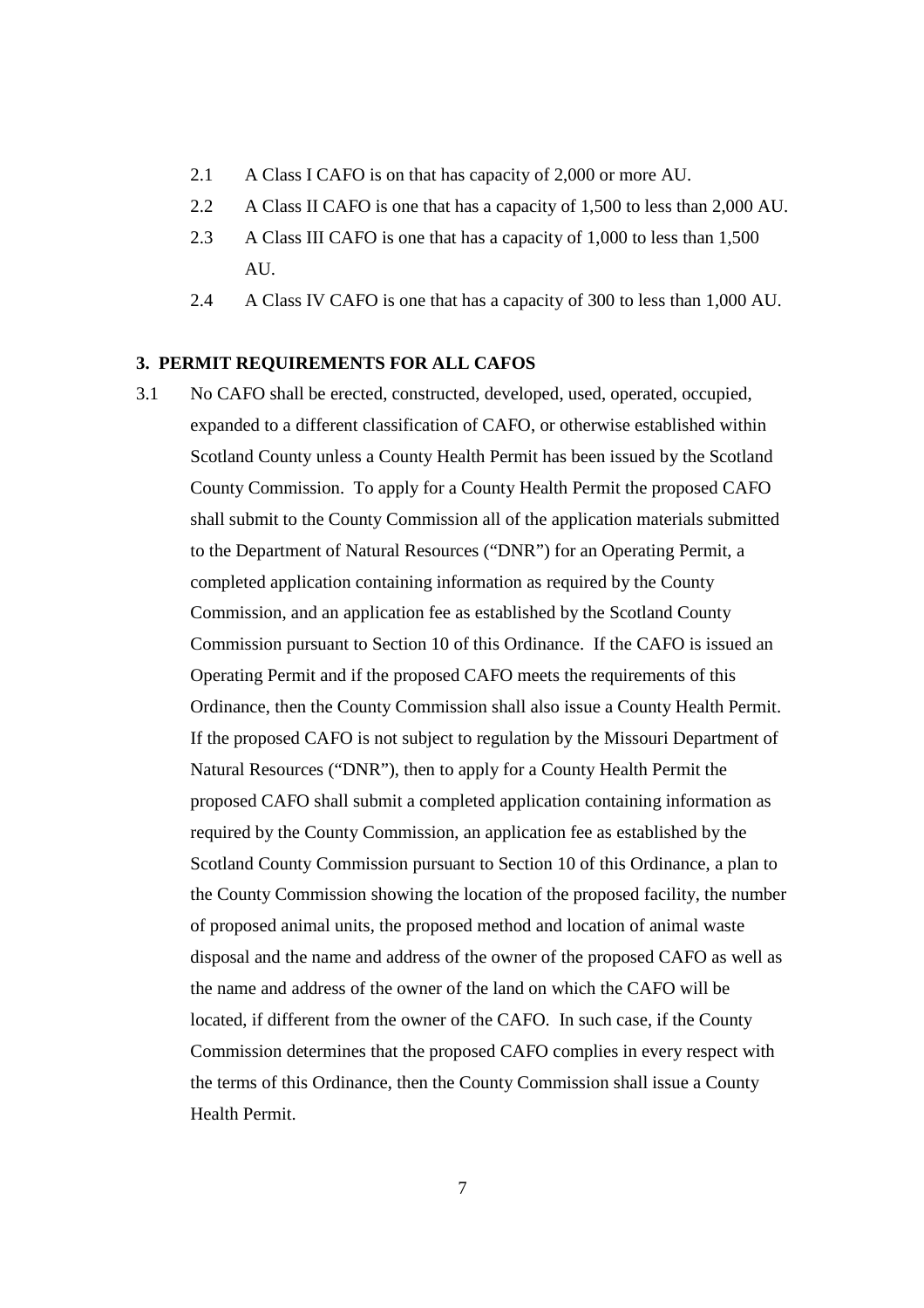2.1 A Class I CAFO is on that has capacity of 2,000 or more AU.

2.2 A Class II CAFO is one that has a capacity of 1,500 to less than 2,000 AU.

2.3 A Class III CAFO is one that has a capacity of 1,000 to less than 1,500 AU.

2.4 A Class IV CAFO is one that has a capacity of 300 to less than 1,000 AU.

### 3. PERMIT REQUIREMENTS FOR ALL CAFOS

3.1 No CAFO shall be erected, constructed, developed, used, operated, occupied, expanded to a different classification of CAFO, or otherwise established within Scotland County unless a County Health Permit has been issued by the Scotland County Commission. To apply for a County Health Permit the proposed CAFO shall submit to the County Commission all of the application materials submitted to the Department of Natural Resources ("DNR") for an Operating Permit, a completed application containing information as required by the County Commission, and an application fee as established by the Scotland County Commission pursuant to Section 10 of this Ordinance. If the CAFO is issued an Operating Permit and if the proposed CAFO meets the requirements of this Ordinance, then the County Commission shall also issue a County Health Permit. If the proposed CAFO is not subject to regulation by the Missouri Department of Natural Resources ("DNR"), then to apply for a County Health Permit the proposed CAFO shall submit a completed application containing information as required by the County Commission, an application fee as established by the Scotland County Commission pursuant to Section 10 of this Ordinance, a plan to the County Commission showing the location of the proposed facility, the number of proposed animal units, the proposed method and location of animal waste disposal and the name and address of the owner of the proposed CAFO as well as the name and address of the owner of the land on which the CAFO will be located, if different from the owner of the CAFO. In such case, if the County Commission determines that the proposed CAFO complies in every respect with the terms of this Ordinance, then the County Commission shall issue a County Health Permit.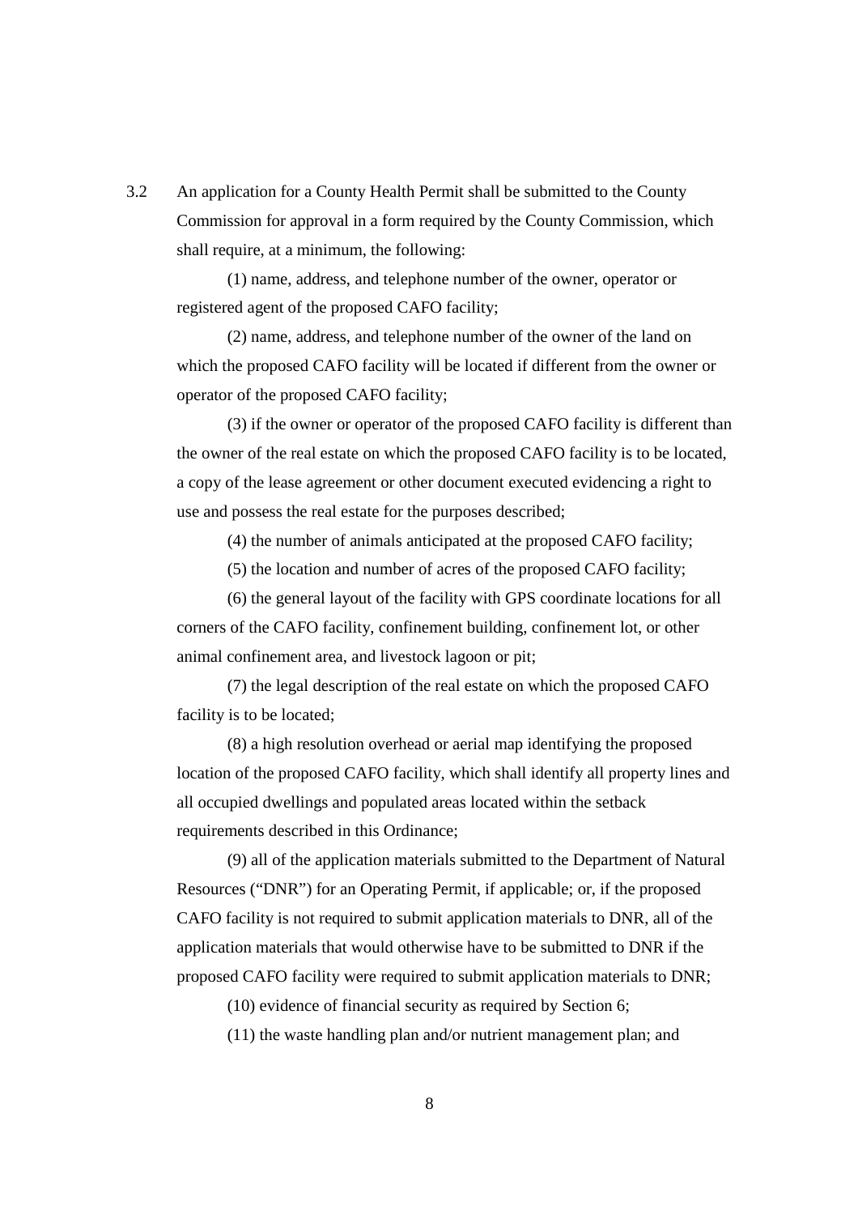3.2 An application for a County Health Permit shall be submitted to the County Commission for approval in a form required by the County Commission, which shall require, at a minimum, the following:

(1) name, address, and telephone number of the owner, operator or registered agent of the proposed CAFO facility;

(2) name, address, and telephone number of the owner of the land on which the proposed CAFO facility will be located if different from the owner or operator of the proposed CAFO facility;

(3) if the owner or operator of the proposed CAFO facility is different than the owner of the real estate on which the proposed CAFO facility is to be located, a copy of the lease agreement or other document executed evidencing a right to use and possess the real estate for the purposes described;

(4) the number of animals anticipated at the proposed CAFO facility;

(5) the location and number of acres of the proposed CAFO facility;

(6) the general layout of the facility with GPS coordinate locations for all corners of the CAFO facility, confinement building, confinement lot, or other animal confinement area, and livestock lagoon or pit;

(7) the legal description of the real estate on which the proposed CAFO facility is to be located;

(8) a high resolution overhead or aerial map identifying the proposed location of the proposed CAFO facility, which shall identify all property lines and all occupied dwellings and populated areas located within the setback requirements described in this Ordinance;

(9) all of the application materials submitted to the Department of Natural Resources ("DNR") for an Operating Permit, if applicable; or, if the proposed CAFO facility is not required to submit application materials to DNR, all of the application materials that would otherwise have to be submitted to DNR if the proposed CAFO facility were required to submit application materials to DNR;

(10) evidence of financial security as required by Section 6;

(11) the waste handling plan and/or nutrient management plan; and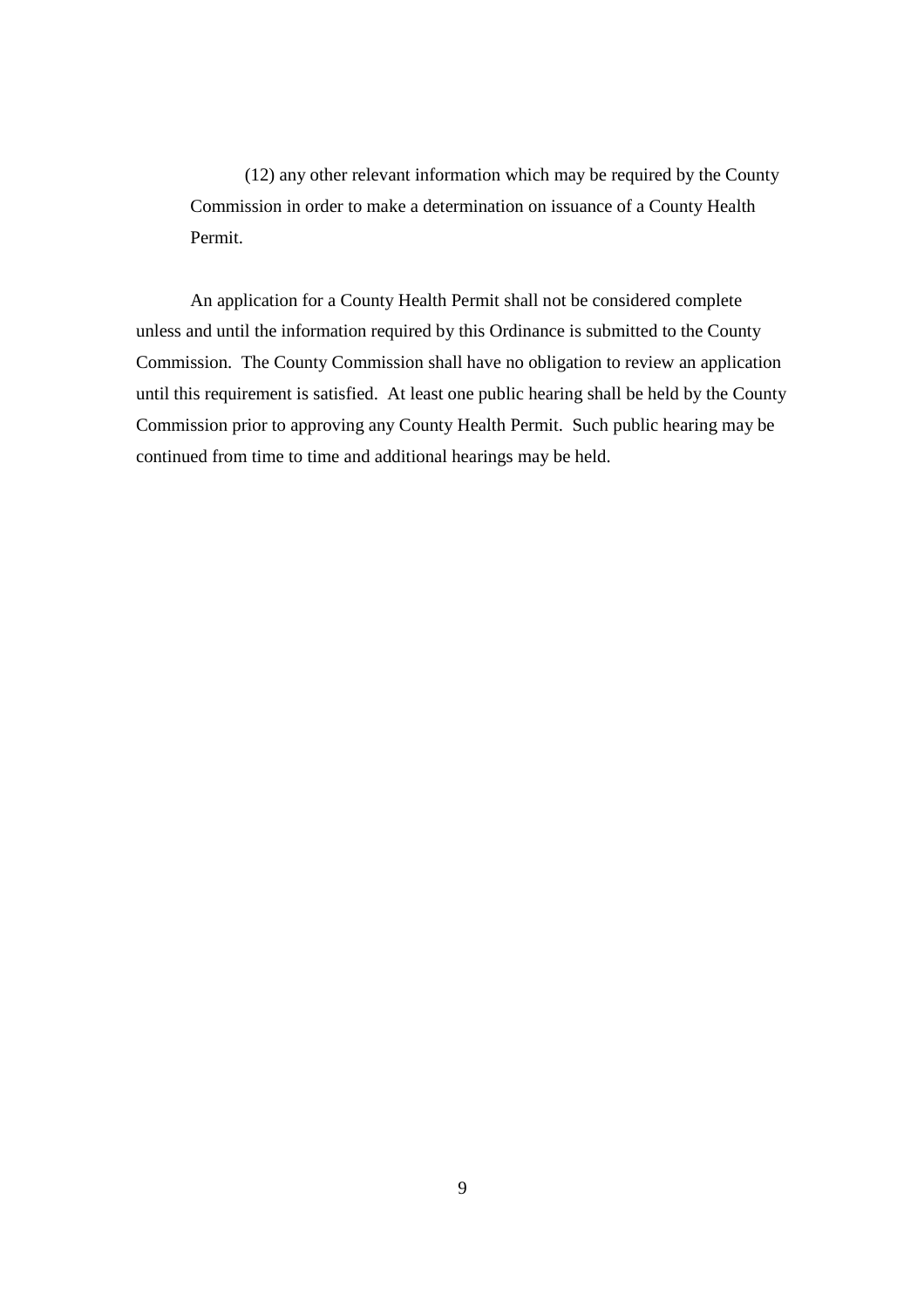(12) any other relevant information which may be required by the County Commission in order to make a determination on issuance of a County Health Permit.

An application for a County Health Permit shall not be considered complete unless and until the information required by this Ordinance is submitted to the County Commission. The County Commission shall have no obligation to review an application until this requirement is satisfied. At least one public hearing shall be held by the County Commission prior to approving any County Health Permit. Such public hearing may be continued from time to time and additional hearings may be held.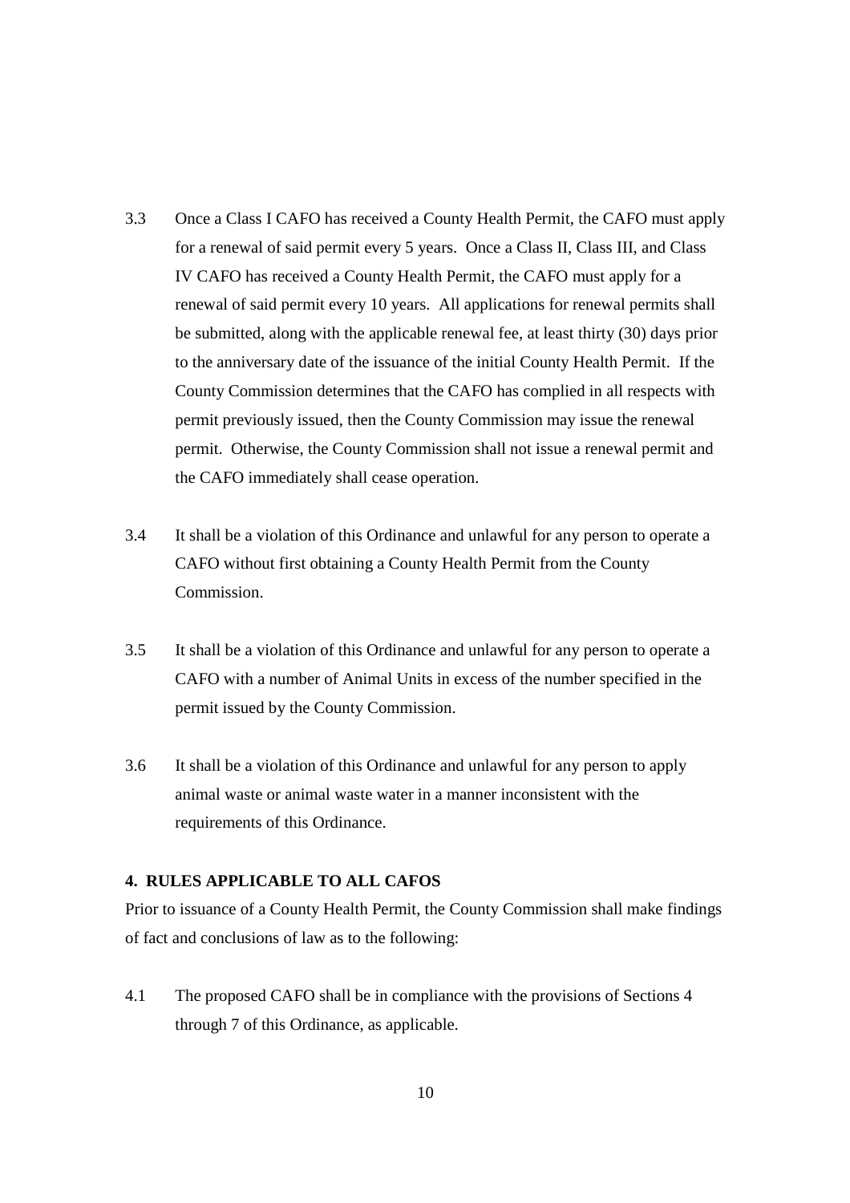3.3 Once a Class I CAFO has received a County Health Permit, the CAFO must apply for a renewal of said permit every 5 years. Once a Class II, Class III, and Class IV CAFO has received a County Health Permit, the CAFO must apply for a renewal of said permit every 10 years. All applications for renewal permits shall be submitted, along with the applicable renewal fee, at least thirty (30) days prior to the anniversary date of the issuance of the initial County Health Permit. If the County Commission determines that the CAFO has complied in all respects with permit previously issued, then the County Commission may issue the renewal permit. Otherwise, the County Commission shall not issue a renewal permit and the CAFO immediately shall cease operation.

3.4 It shall be a violation of this Ordinance and unlawful for any person to operate a CAFO without first obtaining a County Health Permit from the County Commission.

3.5 It shall be a violation of this Ordinance and unlawful for any person to operate a CAFO with a number of Animal Units in excess of the number specified in the permit issued by the County Commission.

3.6 It shall be a violation of this Ordinance and unlawful for any person to apply animal waste or animal waste water in a manner inconsistent with the requirements of this Ordinance.

**4. RULES APPLICABLE TO ALL CAFOS**

Prior to issuance of a County Health Permit, the County Commission shall make findings of fact and conclusions of law as to the following:

4.1 The proposed CAFO shall be in compliance with the provisions of Sections 4 through 7 of this Ordinance, as applicable.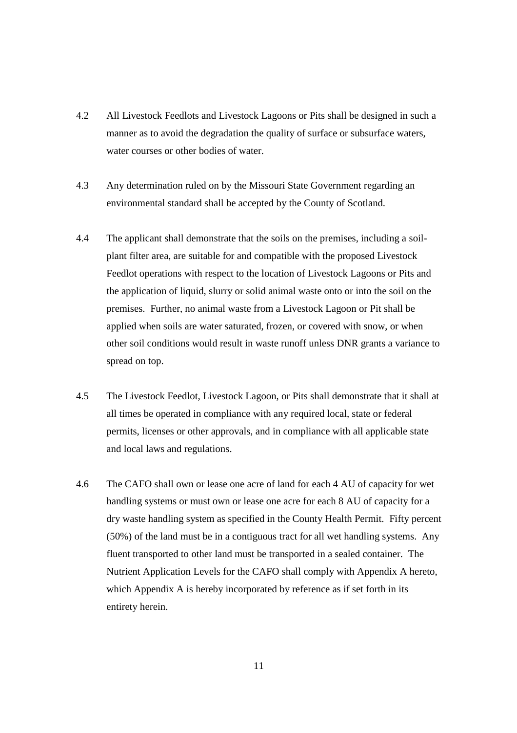4.2 All Livestock Feedlots and Livestock Lagoons or Pits shall be designed in such a manner as to avoid the degradation the quality of surface or subsurface waters, water courses or other bodies of water.

4.3 Any determination ruled on by the Missouri State Government regarding an environmental standard shall be accepted by the County of Scotland.

4.4 The applicant shall demonstrate that the soils on the premises, including a soil-plant filter area, are suitable for and compatible with the proposed Livestock Feedlot operations with respect to the location of Livestock Lagoons or Pits and the application of liquid, slurry or solid animal waste onto or into the soil on the premises. Further, no animal waste from a Livestock Lagoon or Pit shall be applied when soils are water saturated, frozen, or covered with snow, or when other soil conditions would result in waste runoff unless DNR grants a variance to spread on top.

4.5 The Livestock Feedlot, Livestock Lagoon, or Pits shall demonstrate that it shall at all times be operated in compliance with any required local, state or federal permits, licenses or other approvals, and in compliance with all applicable state and local laws and regulations.

4.6 The CAFO shall own or lease one acre of land for each 4 AU of capacity for wet handling systems or must own or lease one acre for each 8 AU of capacity for a dry waste handling system as specified in the County Health Permit. Fifty percent (50%) of the land must be in a contiguous tract for all wet handling systems. Any fluent transported to other land must be transported in a sealed container. The Nutrient Application Levels for the CAFO shall comply with Appendix A hereto, which Appendix A is hereby incorporated by reference as if set forth in its entirety herein.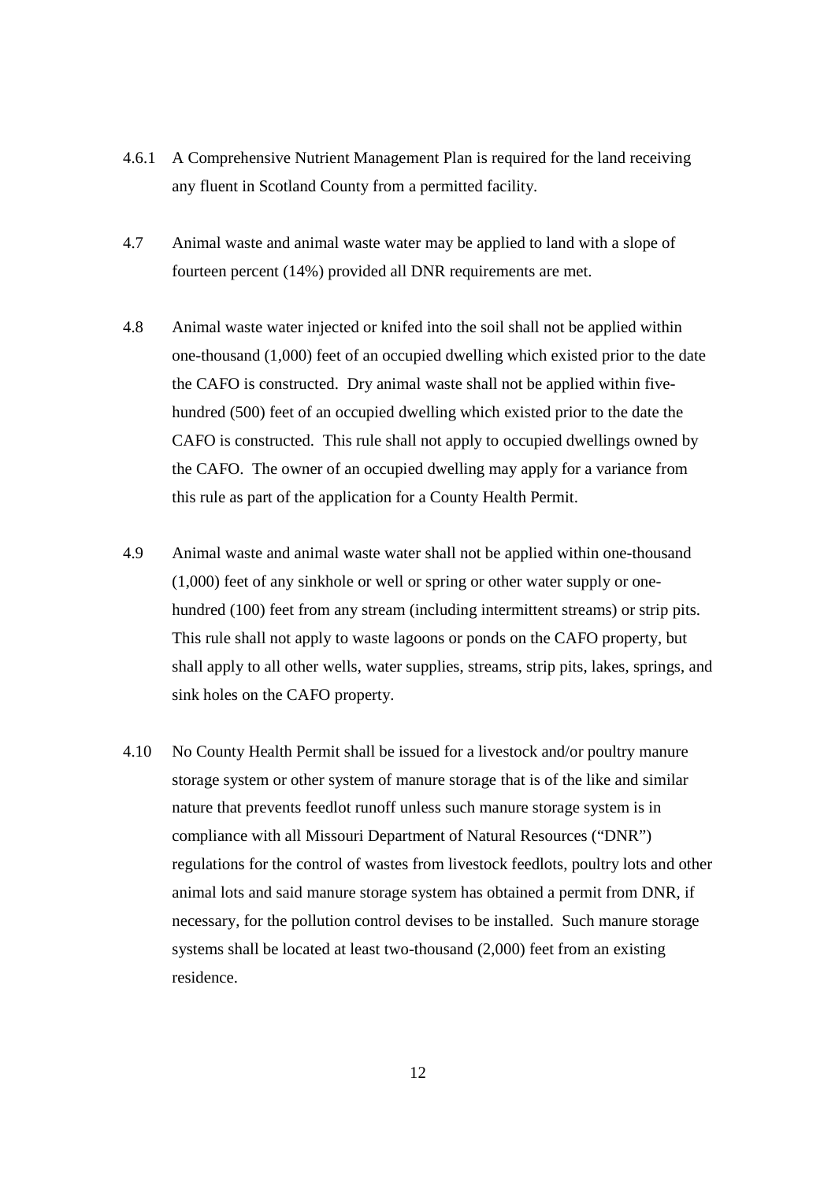4.6.1 A Comprehensive Nutrient Management Plan is required for the land receiving any fluent in Scotland County from a permitted facility.

4.7 Animal waste and animal waste water may be applied to land with a slope of fourteen percent (14%) provided all DNR requirements are met.

4.8 Animal waste water injected or knifed into the soil shall not be applied within one-thousand (1,000) feet of an occupied dwelling which existed prior to the date the CAFO is constructed. Dry animal waste shall not be applied within five-hundred (500) feet of an occupied dwelling which existed prior to the date the CAFO is constructed. This rule shall not apply to occupied dwellings owned by the CAFO. The owner of an occupied dwelling may apply for a variance from this rule as part of the application for a County Health Permit.

4.9 Animal waste and animal waste water shall not be applied within one-thousand (1,000) feet of any sinkhole or well or spring or other water supply or one-hundred (100) feet from any stream (including intermittent streams) or strip pits. This rule shall not apply to waste lagoons or ponds on the CAFO property, but shall apply to all other wells, water supplies, streams, strip pits, lakes, springs, and sink holes on the CAFO property.

4.10 No County Health Permit shall be issued for a livestock and/or poultry manure storage system or other system of manure storage that is of the like and similar nature that prevents feedlot runoff unless such manure storage system is in compliance with all Missouri Department of Natural Resources ("DNR") regulations for the control of wastes from livestock feedlots, poultry lots and other animal lots and said manure storage system has obtained a permit from DNR, if necessary, for the pollution control devises to be installed. Such manure storage systems shall be located at least two-thousand (2,000) feet from an existing residence.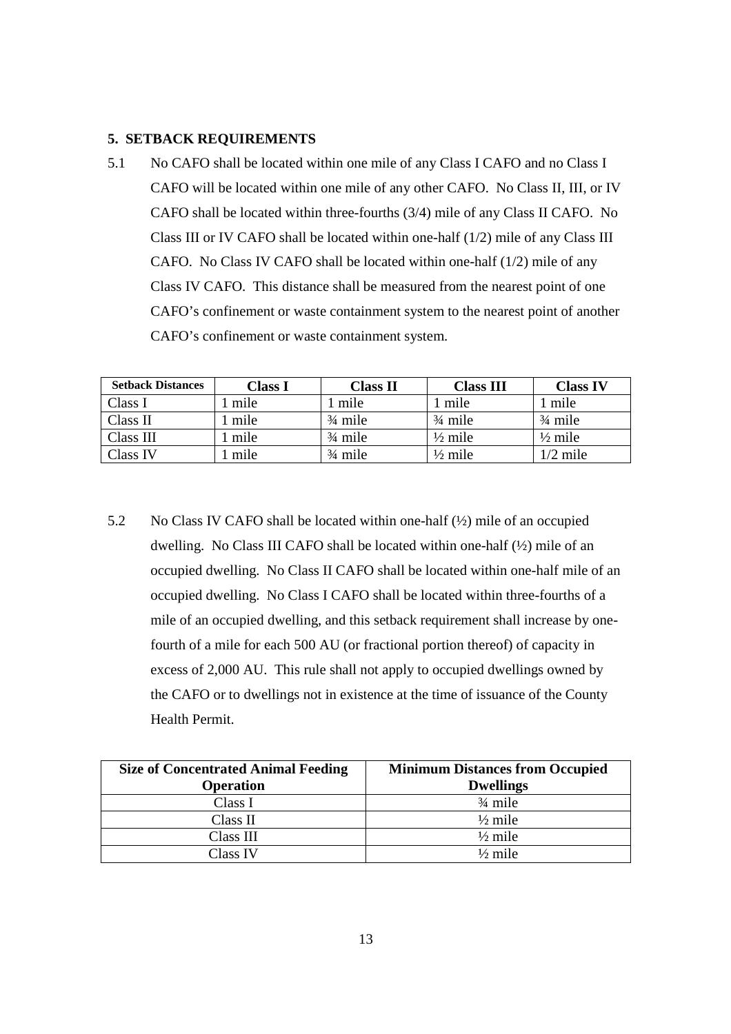**5. SETBACK REQUIREMENTS**

5.1 No CAFO shall be located within one mile of any Class I CAFO and no Class I CAFO will be located within one mile of any other CAFO. No Class II, III, or IV CAFO shall be located within three-fourths (3/4) mile of any Class II CAFO. No Class III or IV CAFO shall be located within one-half (1/2) mile of any Class III CAFO. No Class IV CAFO shall be located within one-half (1/2) mile of any Class IV CAFO. This distance shall be measured from the nearest point of one CAFO's confinement or waste containment system to the nearest point of another CAFO's confinement or waste containment system.

| Setback Distances | Class I | Class II | Class III | Class IV |
|---|---|---|---|---|
| Class I | 1 mile | 1 mile | 1 mile | 1 mile |
| Class II | 1 mile | ¾ mile | ¾ mile | ¾ mile |
| Class III | 1 mile | ¾ mile | ½ mile | ½ mile |
| Class IV | 1 mile | ¾ mile | ½ mile | 1/2 mile |

5.2 No Class IV CAFO shall be located within one-half (½) mile of an occupied dwelling. No Class III CAFO shall be located within one-half (½) mile of an occupied dwelling. No Class II CAFO shall be located within one-half mile of an occupied dwelling. No Class I CAFO shall be located within three-fourths of a mile of an occupied dwelling, and this setback requirement shall increase by one-fourth of a mile for each 500 AU (or fractional portion thereof) of capacity in excess of 2,000 AU. This rule shall not apply to occupied dwellings owned by the CAFO or to dwellings not in existence at the time of issuance of the County Health Permit.

| Size of Concentrated Animal Feeding Operation | Minimum Distances from Occupied Dwellings |
|---|---|
| Class I | ¾ mile |
| Class II | ½ mile |
| Class III | ½ mile |
| Class IV | ½ mile |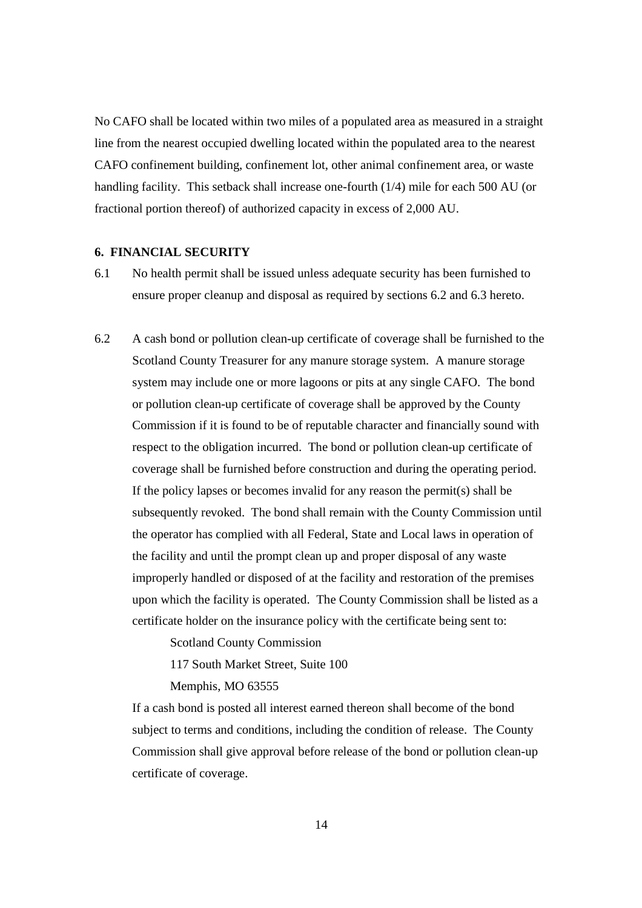No CAFO shall be located within two miles of a populated area as measured in a straight line from the nearest occupied dwelling located within the populated area to the nearest CAFO confinement building, confinement lot, other animal confinement area, or waste handling facility. This setback shall increase one-fourth (1/4) mile for each 500 AU (or fractional portion thereof) of authorized capacity in excess of 2,000 AU.

### 6. FINANCIAL SECURITY

6.1 No health permit shall be issued unless adequate security has been furnished to ensure proper cleanup and disposal as required by sections 6.2 and 6.3 hereto.

6.2 A cash bond or pollution clean-up certificate of coverage shall be furnished to the Scotland County Treasurer for any manure storage system. A manure storage system may include one or more lagoons or pits at any single CAFO. The bond or pollution clean-up certificate of coverage shall be approved by the County Commission if it is found to be of reputable character and financially sound with respect to the obligation incurred. The bond or pollution clean-up certificate of coverage shall be furnished before construction and during the operating period. If the policy lapses or becomes invalid for any reason the permit(s) shall be subsequently revoked. The bond shall remain with the County Commission until the operator has complied with all Federal, State and Local laws in operation of the facility and until the prompt clean up and proper disposal of any waste improperly handled or disposed of at the facility and restoration of the premises upon which the facility is operated. The County Commission shall be listed as a certificate holder on the insurance policy with the certificate being sent to:

Scotland County Commission
117 South Market Street, Suite 100
Memphis, MO 63555

If a cash bond is posted all interest earned thereon shall become of the bond subject to terms and conditions, including the condition of release. The County Commission shall give approval before release of the bond or pollution clean-up certificate of coverage.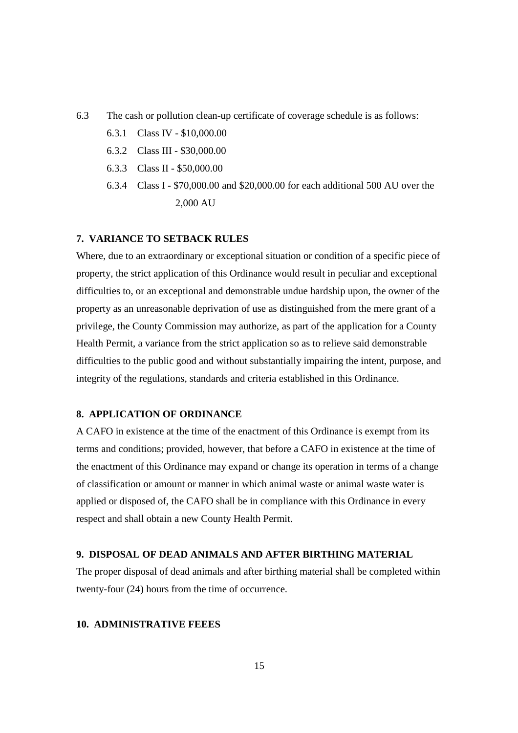6.3 The cash or pollution clean-up certificate of coverage schedule is as follows:

- 6.3.1 Class IV - $10,000.00
- 6.3.2 Class III - $30,000.00
- 6.3.3 Class II - $50,000.00
- 6.3.4 Class I - $70,000.00 and $20,000.00 for each additional 500 AU over the 2,000 AU

## 7. VARIANCE TO SETBACK RULES

Where, due to an extraordinary or exceptional situation or condition of a specific piece of property, the strict application of this Ordinance would result in peculiar and exceptional difficulties to, or an exceptional and demonstrable undue hardship upon, the owner of the property as an unreasonable deprivation of use as distinguished from the mere grant of a privilege, the County Commission may authorize, as part of the application for a County Health Permit, a variance from the strict application so as to relieve said demonstrable difficulties to the public good and without substantially impairing the intent, purpose, and integrity of the regulations, standards and criteria established in this Ordinance.

## 8. APPLICATION OF ORDINANCE

A CAFO in existence at the time of the enactment of this Ordinance is exempt from its terms and conditions; provided, however, that before a CAFO in existence at the time of the enactment of this Ordinance may expand or change its operation in terms of a change of classification or amount or manner in which animal waste or animal waste water is applied or disposed of, the CAFO shall be in compliance with this Ordinance in every respect and shall obtain a new County Health Permit.

## 9. DISPOSAL OF DEAD ANIMALS AND AFTER BIRTHING MATERIAL

The proper disposal of dead animals and after birthing material shall be completed within twenty-four (24) hours from the time of occurrence.

## 10. ADMINISTRATIVE FEEES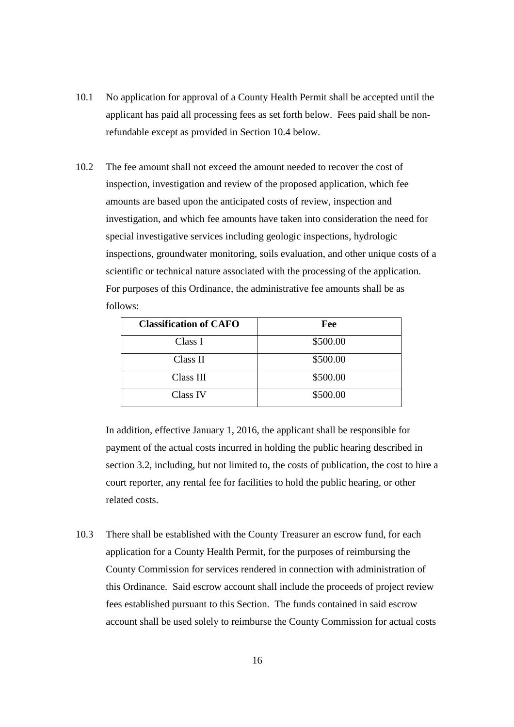10.1 No application for approval of a County Health Permit shall be accepted until the applicant has paid all processing fees as set forth below. Fees paid shall be non-refundable except as provided in Section 10.4 below.

10.2 The fee amount shall not exceed the amount needed to recover the cost of inspection, investigation and review of the proposed application, which fee amounts are based upon the anticipated costs of review, inspection and investigation, and which fee amounts have taken into consideration the need for special investigative services including geologic inspections, hydrologic inspections, groundwater monitoring, soils evaluation, and other unique costs of a scientific or technical nature associated with the processing of the application. For purposes of this Ordinance, the administrative fee amounts shall be as follows:

| Classification of CAFO | Fee |
|---|---|
| Class I | \$500.00 |
| Class II | \$500.00 |
| Class III | \$500.00 |
| Class IV | \$500.00 |

In addition, effective January 1, 2016, the applicant shall be responsible for payment of the actual costs incurred in holding the public hearing described in section 3.2, including, but not limited to, the costs of publication, the cost to hire a court reporter, any rental fee for facilities to hold the public hearing, or other related costs.

10.3 There shall be established with the County Treasurer an escrow fund, for each application for a County Health Permit, for the purposes of reimbursing the County Commission for services rendered in connection with administration of this Ordinance. Said escrow account shall include the proceeds of project review fees established pursuant to this Section. The funds contained in said escrow account shall be used solely to reimburse the County Commission for actual costs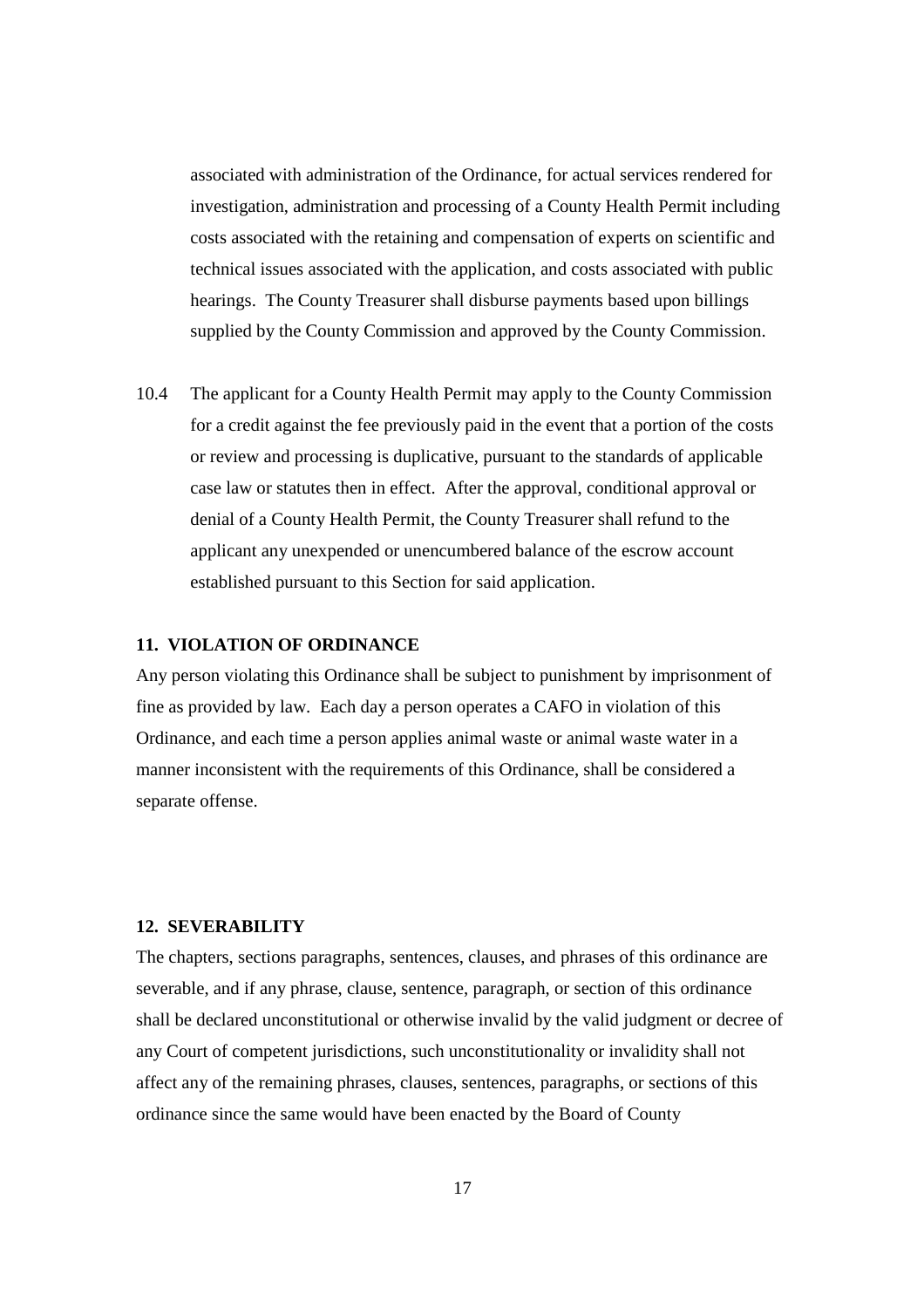associated with administration of the Ordinance, for actual services rendered for investigation, administration and processing of a County Health Permit including costs associated with the retaining and compensation of experts on scientific and technical issues associated with the application, and costs associated with public hearings. The County Treasurer shall disburse payments based upon billings supplied by the County Commission and approved by the County Commission.

10.4 The applicant for a County Health Permit may apply to the County Commission for a credit against the fee previously paid in the event that a portion of the costs or review and processing is duplicative, pursuant to the standards of applicable case law or statutes then in effect. After the approval, conditional approval or denial of a County Health Permit, the County Treasurer shall refund to the applicant any unexpended or unencumbered balance of the escrow account established pursuant to this Section for said application.

**11. VIOLATION OF ORDINANCE**

Any person violating this Ordinance shall be subject to punishment by imprisonment of fine as provided by law. Each day a person operates a CAFO in violation of this Ordinance, and each time a person applies animal waste or animal waste water in a manner inconsistent with the requirements of this Ordinance, shall be considered a separate offense.

**12. SEVERABILITY**

The chapters, sections paragraphs, sentences, clauses, and phrases of this ordinance are severable, and if any phrase, clause, sentence, paragraph, or section of this ordinance shall be declared unconstitutional or otherwise invalid by the valid judgment or decree of any Court of competent jurisdictions, such unconstitutionality or invalidity shall not affect any of the remaining phrases, clauses, sentences, paragraphs, or sections of this ordinance since the same would have been enacted by the Board of County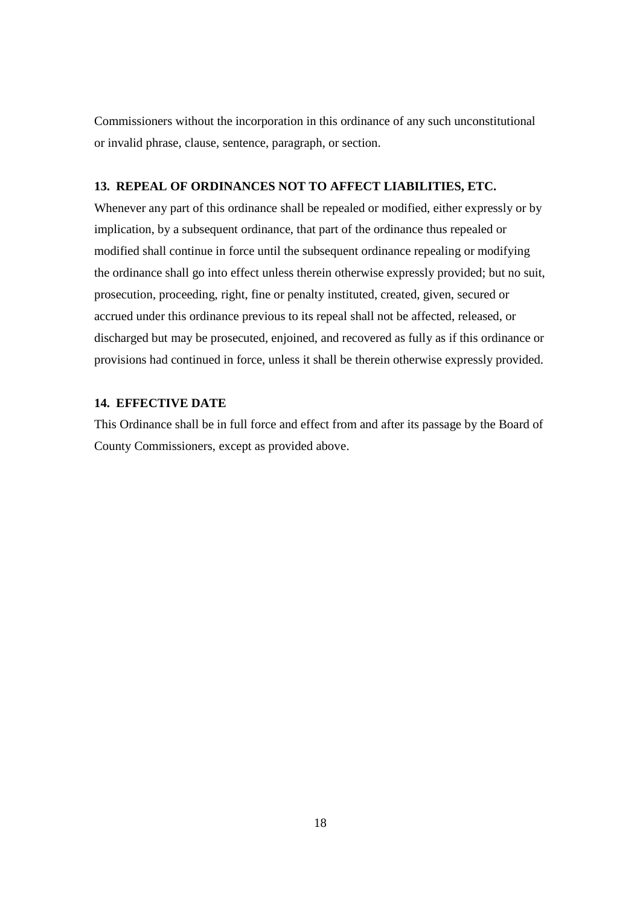Commissioners without the incorporation in this ordinance of any such unconstitutional or invalid phrase, clause, sentence, paragraph, or section.

**13. REPEAL OF ORDINANCES NOT TO AFFECT LIABILITIES, ETC.**

Whenever any part of this ordinance shall be repealed or modified, either expressly or by implication, by a subsequent ordinance, that part of the ordinance thus repealed or modified shall continue in force until the subsequent ordinance repealing or modifying the ordinance shall go into effect unless therein otherwise expressly provided; but no suit, prosecution, proceeding, right, fine or penalty instituted, created, given, secured or accrued under this ordinance previous to its repeal shall not be affected, released, or discharged but may be prosecuted, enjoined, and recovered as fully as if this ordinance or provisions had continued in force, unless it shall be therein otherwise expressly provided.

**14. EFFECTIVE DATE**

This Ordinance shall be in full force and effect from and after its passage by the Board of County Commissioners, except as provided above.